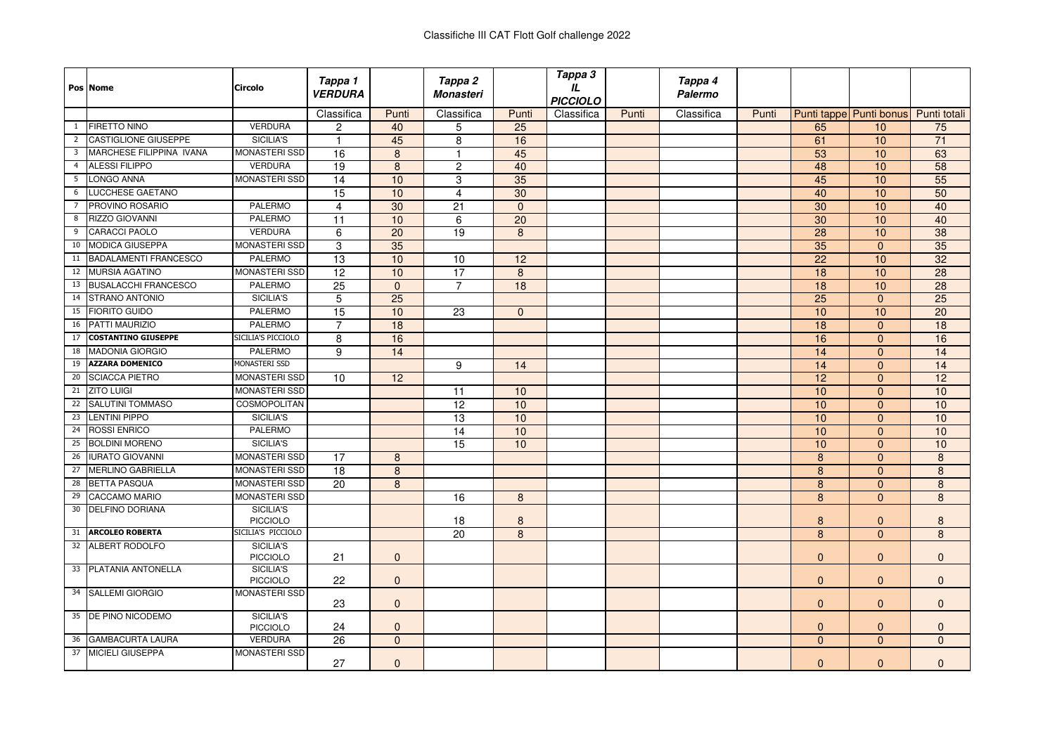# Classifiche III CAT Flott Golf challenge 2022

| Pos | Nome | Circolo | *Tappa 1 VERDURA* | | *Tappa 2 Monasteri* | | *Tappa 3 IL PICCIOLO* | | *Tappa 4 Palermo* | | | | |
|---|---|---|---|---|---|---|---|---|---|---|---|---|---|
| | | | Classifica | Punti | Classifica | Punti | Classifica | Punti | Classifica | Punti | Punti tappe | Punti bonus | Punti totali |
| 1 | FIRETTO NINO | VERDURA | 2 | 40 | 5 | 25 | | | | | 65 | 10 | 75 |
| 2 | CASTIGLIONE GIUSEPPE | SICILIA'S | 1 | 45 | 8 | 16 | | | | | 61 | 10 | 71 |
| 3 | MARCHESE FILIPPINA IVANA | MONASTERI SSD | 16 | 8 | 1 | 45 | | | | | 53 | 10 | 63 |
| 4 | ALESSI FILIPPO | VERDURA | 19 | 8 | 2 | 40 | | | | | 48 | 10 | 58 |
| 5 | LONGO ANNA | MONASTERI SSD | 14 | 10 | 3 | 35 | | | | | 45 | 10 | 55 |
| 6 | LUCCHESE GAETANO | | 15 | 10 | 4 | 30 | | | | | 40 | 10 | 50 |
| 7 | PROVINO ROSARIO | PALERMO | 4 | 30 | 21 | 0 | | | | | 30 | 10 | 40 |
| 8 | RIZZO GIOVANNI | PALERMO | 11 | 10 | 6 | 20 | | | | | 30 | 10 | 40 |
| 9 | CARACCI PAOLO | VERDURA | 6 | 20 | 19 | 8 | | | | | 28 | 10 | 38 |
| 10 | MODICA GIUSEPPA | MONASTERI SSD | 3 | 35 | | | | | | | 35 | 0 | 35 |
| 11 | BADALAMENTI FRANCESCO | PALERMO | 13 | 10 | 10 | 12 | | | | | 22 | 10 | 32 |
| 12 | MURSIA AGATINO | MONASTERI SSD | 12 | 10 | 17 | 8 | | | | | 18 | 10 | 28 |
| 13 | BUSALACCHI FRANCESCO | PALERMO | 25 | 0 | 7 | 18 | | | | | 18 | 10 | 28 |
| 14 | STRANO ANTONIO | SICILIA'S | 5 | 25 | | | | | | | 25 | 0 | 25 |
| 15 | FIORITO GUIDO | PALERMO | 15 | 10 | 23 | 0 | | | | | 10 | 10 | 20 |
| 16 | PATTI MAURIZIO | PALERMO | 7 | 18 | | | | | | | 18 | 0 | 18 |
| 17 | **COSTANTINO GIUSEPPE** | SICILIA'S PICCIOLO | 8 | 16 | | | | | | | 16 | 0 | 16 |
| 18 | MADONIA GIORGIO | PALERMO | 9 | 14 | | | | | | | 14 | 0 | 14 |
| 19 | **AZZARA DOMENICO** | MONASTERI SSD | | | 9 | 14 | | | | | 14 | 0 | 14 |
| 20 | SCIACCA PIETRO | MONASTERI SSD | 10 | 12 | | | | | | | 12 | 0 | 12 |
| 21 | ZITO LUIGI | MONASTERI SSD | | | 11 | 10 | | | | | 10 | 0 | 10 |
| 22 | SALUTINI TOMMASO | COSMOPOLITAN | | | 12 | 10 | | | | | 10 | 0 | 10 |
| 23 | LENTINI PIPPO | SICILIA'S | | | 13 | 10 | | | | | 10 | 0 | 10 |
| 24 | ROSSI ENRICO | PALERMO | | | 14 | 10 | | | | | 10 | 0 | 10 |
| 25 | BOLDINI MORENO | SICILIA'S | | | 15 | 10 | | | | | 10 | 0 | 10 |
| 26 | IURATO GIOVANNI | MONASTERI SSD | 17 | 8 | | | | | | | 8 | 0 | 8 |
| 27 | MERLINO GABRIELLA | MONASTERI SSD | 18 | 8 | | | | | | | 8 | 0 | 8 |
| 28 | BETTA PASQUA | MONASTERI SSD | 20 | 8 | | | | | | | 8 | 0 | 8 |
| 29 | CACCAMO MARIO | MONASTERI SSD | | | 16 | 8 | | | | | 8 | 0 | 8 |
| 30 | DELFINO DORIANA | SICILIA'S PICCIOLO | | | 18 | 8 | | | | | 8 | 0 | 8 |
| 31 | **ARCOLEO ROBERTA** | SICILIA'S PICCIOLO | | | 20 | 8 | | | | | 8 | 0 | 8 |
| 32 | ALBERT RODOLFO | SICILIA'S PICCIOLO | 21 | 0 | | | | | | | 0 | 0 | 0 |
| 33 | PLATANIA ANTONELLA | SICILIA'S PICCIOLO | 22 | 0 | | | | | | | 0 | 0 | 0 |
| 34 | SALLEMI GIORGIO | MONASTERI SSD | 23 | 0 | | | | | | | 0 | 0 | 0 |
| 35 | DE PINO NICODEMO | SICILIA'S PICCIOLO | 24 | 0 | | | | | | | 0 | 0 | 0 |
| 36 | GAMBACURTA LAURA | VERDURA | 26 | 0 | | | | | | | 0 | 0 | 0 |
| 37 | MICIELI GIUSEPPA | MONASTERI SSD | 27 | 0 | | | | | | | 0 | 0 | 0 |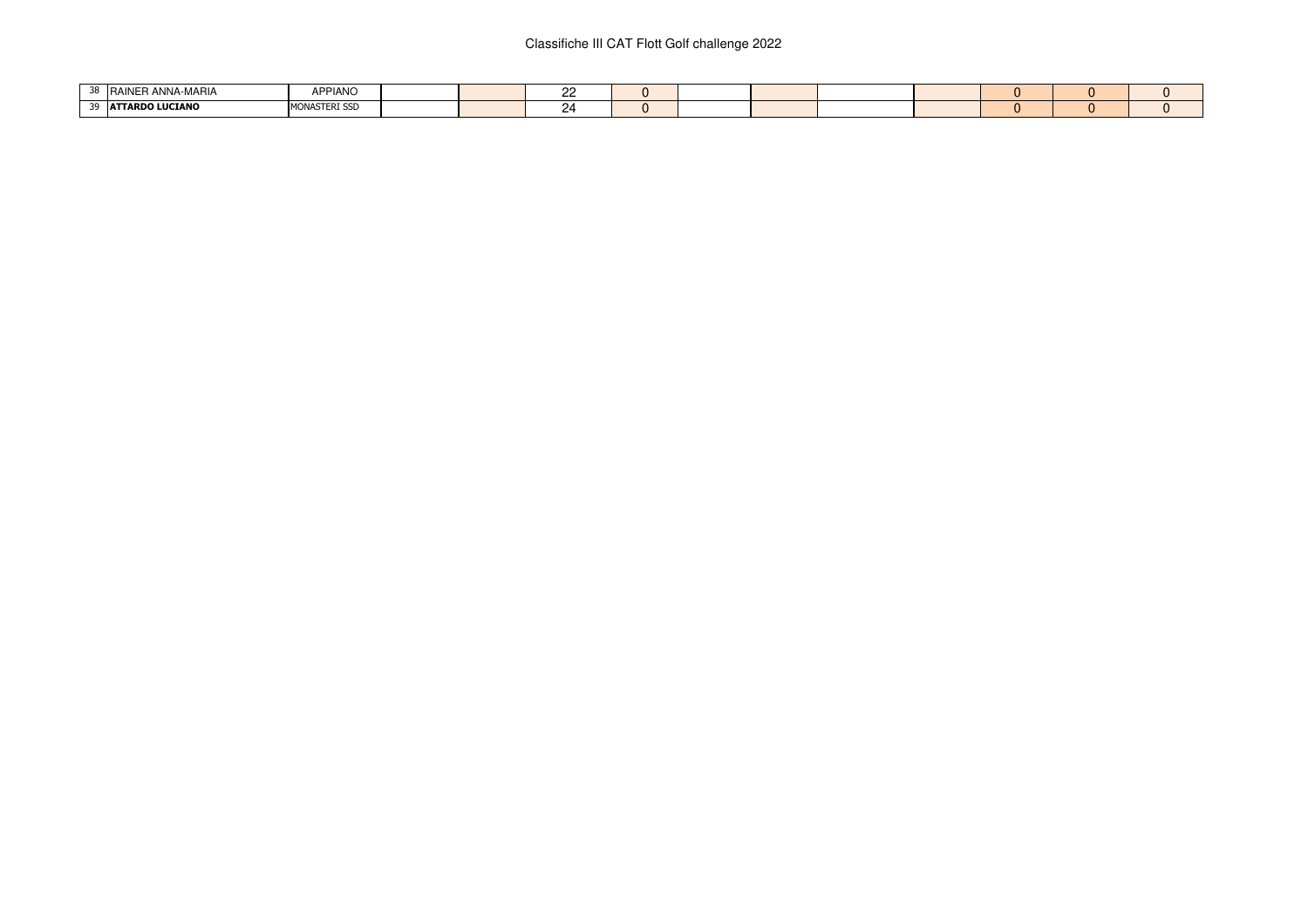Classifiche III CAT Flott Golf challenge 2022

| | | | | | | | | | | | | | |
|---|---|---|---|---|---|---|---|---|---|---|---|---|---|
| 38 | RAINER ANNA-MARIA | APPIANO | | | 22 | 0 | | | | | 0 | 0 | 0 |
| 39 | **ATTARDO LUCIANO** | MONASTERI SSD | | | 24 | 0 | | | | | 0 | 0 | 0 |